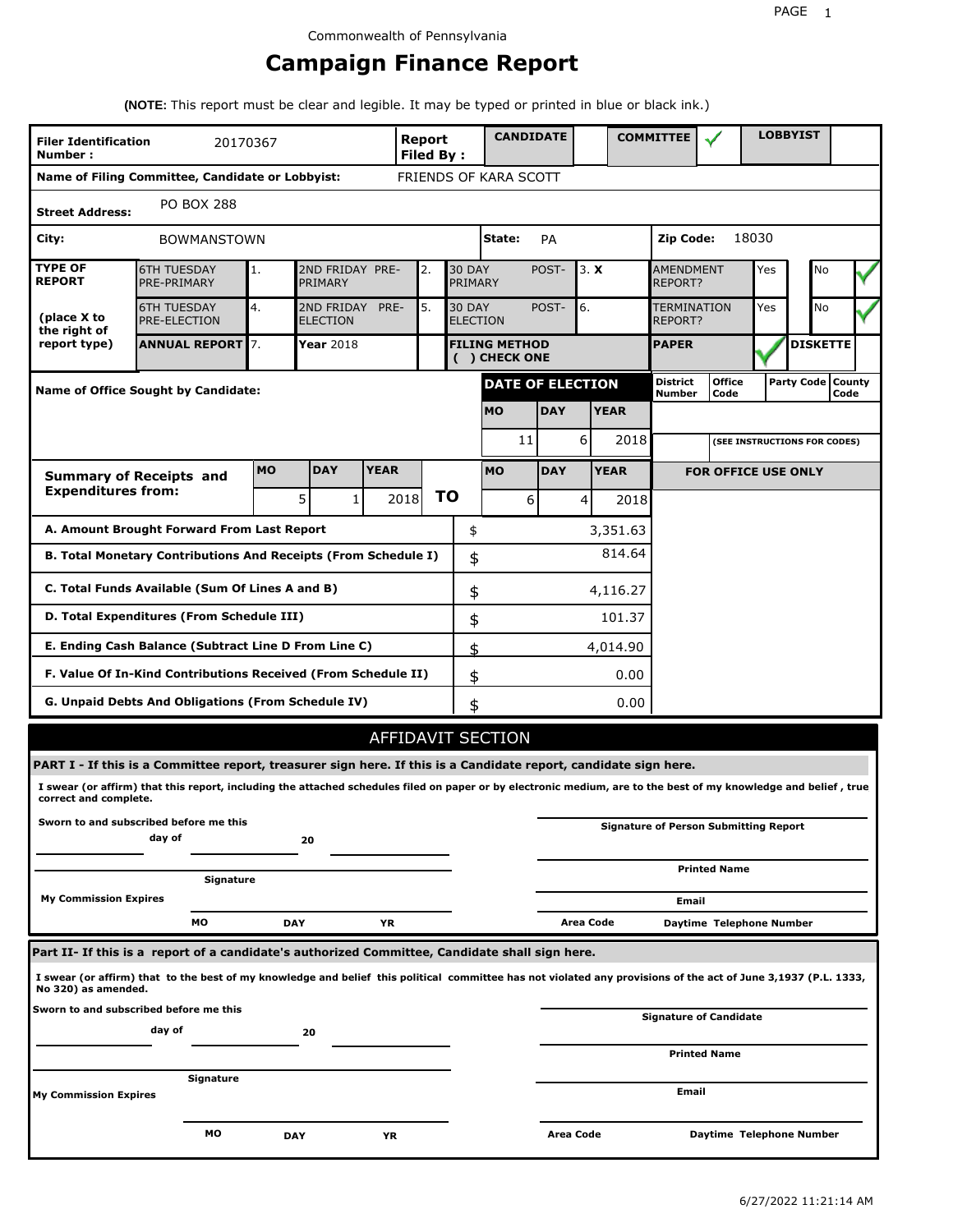Commonwealth of Pennsylvania

# Campaign Finance Report

**(NOTE:** This report must be clear and legible. It may be typed or printed in blue or black ink.)

| **Filer Identification Number :** | 20170367 | **Report Filed By :** | **CANDIDATE** | | **COMMITTEE** | ✓ | **LOBBYIST** | |
|---|---|---|---|---|---|---|---|---|

**Name of Filing Committee, Candidate or Lobbyist:** FRIENDS OF KARA SCOTT

**Street Address:** PO BOX 288

**City:** BOWMANSTOWN **State:** PA **Zip Code:** 18030

| **TYPE OF REPORT** | 6TH TUESDAY PRE-PRIMARY | 1. | 2ND FRIDAY PRE-PRIMARY | 2. | 30 DAY POST-PRIMARY | 3. X | AMENDMENT REPORT? | Yes | | No | ✓ |
|---|---|---|---|---|---|---|---|---|---|---|---|
| **(place X to the right of report type)** | 6TH TUESDAY PRE-ELECTION | 4. | 2ND FRIDAY PRE-ELECTION | 5. | 30 DAY POST-ELECTION | 6. | TERMINATION REPORT? | Yes | | No | ✓ |
| | **ANNUAL REPORT** | 7. | **Year** 2018 | | **FILING METHOD ( ) CHECK ONE** | | **PAPER** | ✓ | **DISKETTE** | | |

**Name of Office Sought by Candidate:**

| **DATE OF ELECTION** | | |
|---|---|---|
| **MO** | **DAY** | **YEAR** |
| 11 | 6 | 2018 |

| District Number | Office Code | Party Code | County Code |
|---|---|---|---|
| | | | |

(SEE INSTRUCTIONS FOR CODES)

| **Summary of Receipts and Expenditures from:** | **MO** | **DAY** | **YEAR** | | **MO** | **DAY** | **YEAR** |
|---|---|---|---|---|---|---|---|
| | 5 | 1 | 2018 | **TO** | 6 | 4 | 2018 |

**FOR OFFICE USE ONLY**

| | | |
|---|---|---|
| **A. Amount Brought Forward From Last Report** | $ | 3,351.63 |
| **B. Total Monetary Contributions And Receipts (From Schedule I)** | $ | 814.64 |
| **C. Total Funds Available (Sum Of Lines A and B)** | $ | 4,116.27 |
| **D. Total Expenditures (From Schedule III)** | $ | 101.37 |
| **E. Ending Cash Balance (Subtract Line D From Line C)** | $ | 4,014.90 |
| **F. Value Of In-Kind Contributions Received (From Schedule II)** | $ | 0.00 |
| **G. Unpaid Debts And Obligations (From Schedule IV)** | $ | 0.00 |

## AFFIDAVIT SECTION

**PART I - If this is a Committee report, treasurer sign here. If this is a Candidate report, candidate sign here.**

**I swear (or affirm) that this report, including the attached schedules filed on paper or by electronic medium, are to the best of my knowledge and belief , true correct and complete.**

**Sworn to and subscribed before me this** ______ **day of** ______ **20** ______

**Signature** ______

**My Commission Expires** **MO** ______ **DAY** ______ **YR** ______

**Signature of Person Submitting Report** ______

**Printed Name** ______

**Email** ______

**Area Code** ______ **Daytime Telephone Number** ______

**Part II- If this is a report of a candidate's authorized Committee, Candidate shall sign here.**

**I swear (or affirm) that to the best of my knowledge and belief this political committee has not violated any provisions of the act of June 3,1937 (P.L. 1333, No 320) as amended.**

**Sworn to and subscribed before me this** ______ **day of** ______ **20** ______

**Signature** ______

**My Commission Expires** **MO** ______ **DAY** ______ **YR** ______

**Signature of Candidate** ______

**Printed Name** ______

**Email** ______

**Area Code** ______ **Daytime Telephone Number** ______

6/27/2022 11:21:14 AM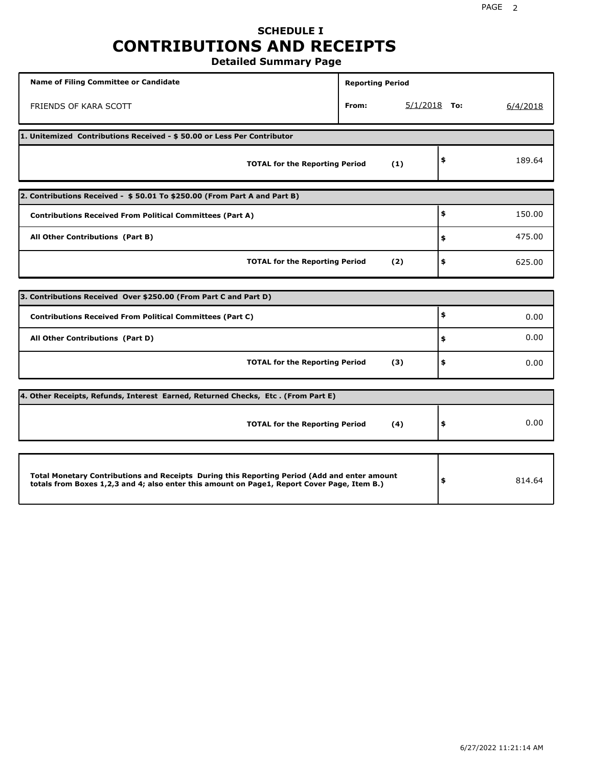# SCHEDULE I
# CONTRIBUTIONS AND RECEIPTS
## Detailed Summary Page

| Name of Filing Committee or Candidate | Reporting Period | |
|---|---|---|
| FRIENDS OF KARA SCOTT | From: 5/1/2018 | To: 6/4/2018 |

| **1. Unitemized Contributions Received - $ 50.00 or Less Per Contributor** | | |
|---|---|---|
| **TOTAL for the Reporting Period** | **(1)** | $ 189.64 |

| **2. Contributions Received - $ 50.01 To $250.00 (From Part A and Part B)** | | |
|---|---|---|
| **Contributions Received From Political Committees (Part A)** | | $ 150.00 |
| **All Other Contributions (Part B)** | | $ 475.00 |
| **TOTAL for the Reporting Period** | **(2)** | $ 625.00 |

| **3. Contributions Received Over $250.00 (From Part C and Part D)** | | |
|---|---|---|
| **Contributions Received From Political Committees (Part C)** | | $ 0.00 |
| **All Other Contributions (Part D)** | | $ 0.00 |
| **TOTAL for the Reporting Period** | **(3)** | $ 0.00 |

| **4. Other Receipts, Refunds, Interest Earned, Returned Checks, Etc . (From Part E)** | | |
|---|---|---|
| **TOTAL for the Reporting Period** | **(4)** | $ 0.00 |

| | |
|---|---|
| **Total Monetary Contributions and Receipts During this Reporting Period (Add and enter amount totals from Boxes 1,2,3 and 4; also enter this amount on Page1, Report Cover Page, Item B.)** | $ 814.64 |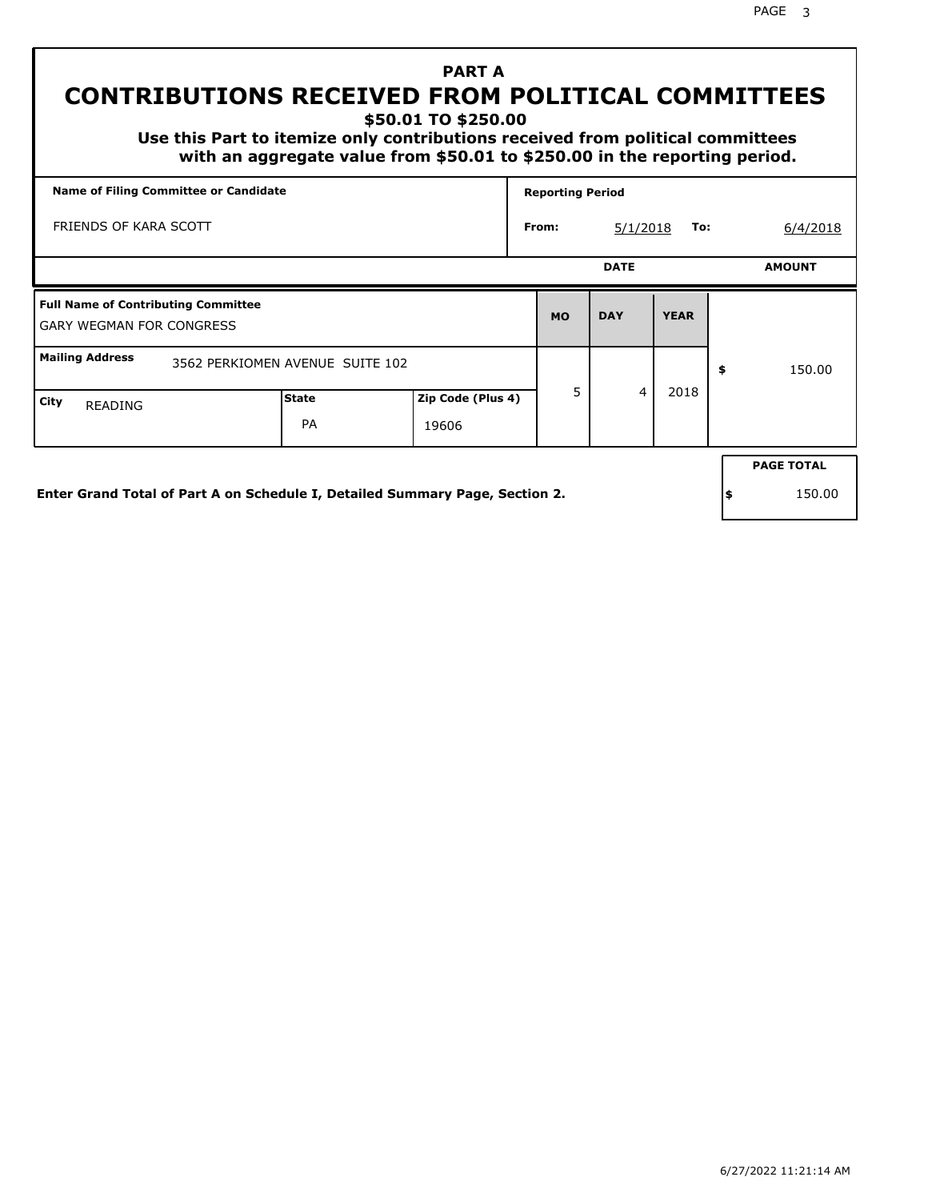# PART A
# CONTRIBUTIONS RECEIVED FROM POLITICAL COMMITTEES
### $50.01 TO $250.00

**Use this Part to itemize only contributions received from political committees with an aggregate value from $50.01 to $250.00 in the reporting period.**

| Name of Filing Committee or Candidate | Reporting Period | | | |
|---|---|---|---|---|
| FRIENDS OF KARA SCOTT | From: | 5/1/2018 | To: | 6/4/2018 |

| Full Name of Contributing Committee | | | MO | DAY | YEAR | AMOUNT |
|---|---|---|---|---|---|---|
| GARY WEGMAN FOR CONGRESS | | | 5 | 4 | 2018 | $ 150.00 |
| **Mailing Address** 3562 PERKIOMEN AVENUE SUITE 102 | | | | | | |
| **City** READING | **State** PA | **Zip Code (Plus 4)** 19606 | | | | |

**Enter Grand Total of Part A on Schedule I, Detailed Summary Page, Section 2.**

| PAGE TOTAL |
|---|
| $ 150.00 |

6/27/2022 11:21:14 AM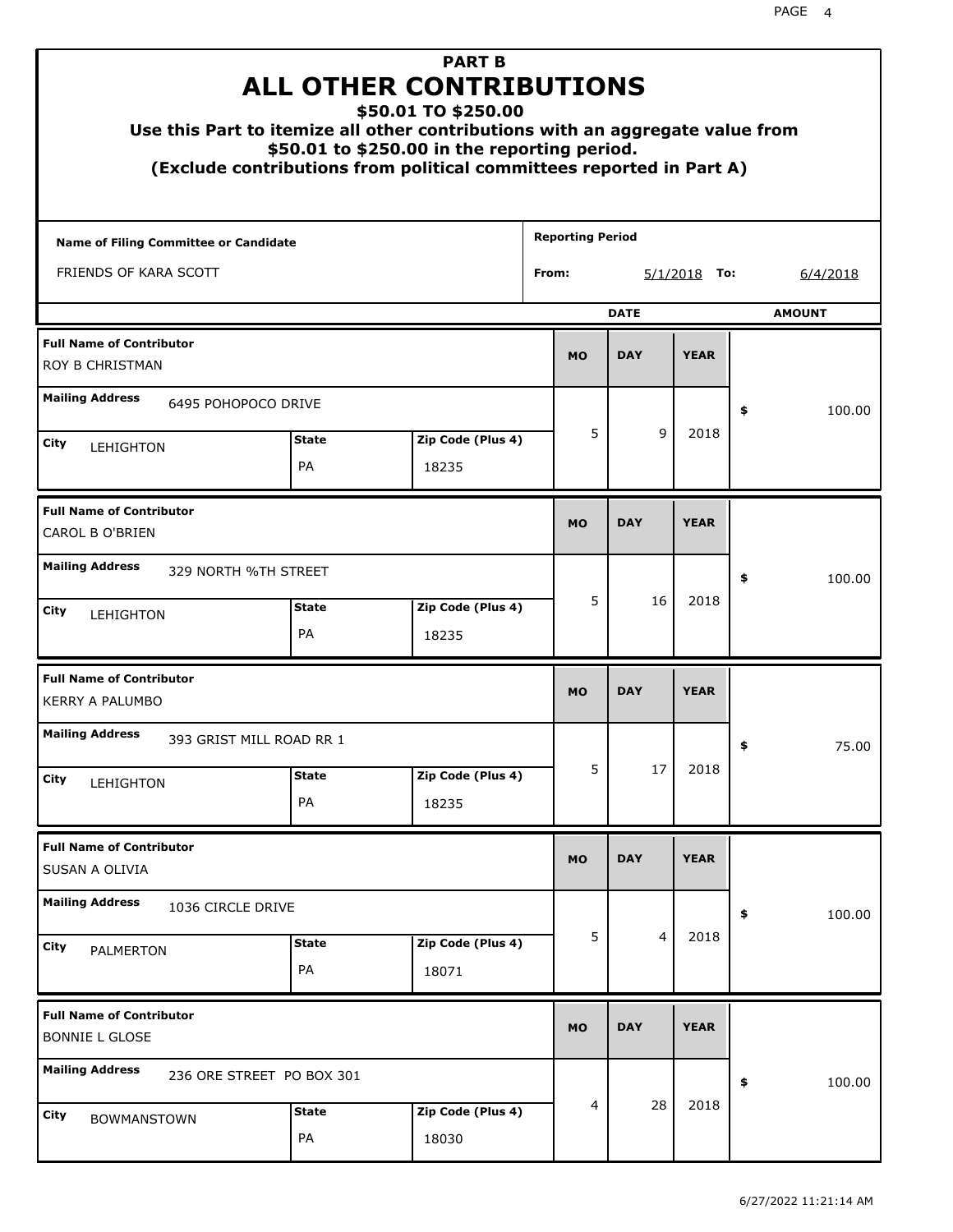# PART B
## ALL OTHER CONTRIBUTIONS
### $50.01 TO $250.00

**Use this Part to itemize all other contributions with an aggregate value from $50.01 to $250.00 in the reporting period.**
**(Exclude contributions from political committees reported in Part A)**

| Name of Filing Committee or Candidate | Reporting Period |
|---|---|
| FRIENDS OF KARA SCOTT | From: 5/1/2018 To: 6/4/2018 |

| Full Name of Contributor | Mailing Address | City | State | Zip Code (Plus 4) | MO | DAY | YEAR | AMOUNT |
|---|---|---|---|---|---|---|---|---|
| ROY B CHRISTMAN | 6495 POHOPOCO DRIVE | LEHIGHTON | PA | 18235 | 5 | 9 | 2018 | $ 100.00 |
| CAROL B O'BRIEN | 329 NORTH %TH STREET | LEHIGHTON | PA | 18235 | 5 | 16 | 2018 | $ 100.00 |
| KERRY A PALUMBO | 393 GRIST MILL ROAD RR 1 | LEHIGHTON | PA | 18235 | 5 | 17 | 2018 | $ 75.00 |
| SUSAN A OLIVIA | 1036 CIRCLE DRIVE | PALMERTON | PA | 18071 | 5 | 4 | 2018 | $ 100.00 |
| BONNIE L GLOSE | 236 ORE STREET PO BOX 301 | BOWMANSTOWN | PA | 18030 | 4 | 28 | 2018 | $ 100.00 |

6/27/2022 11:21:14 AM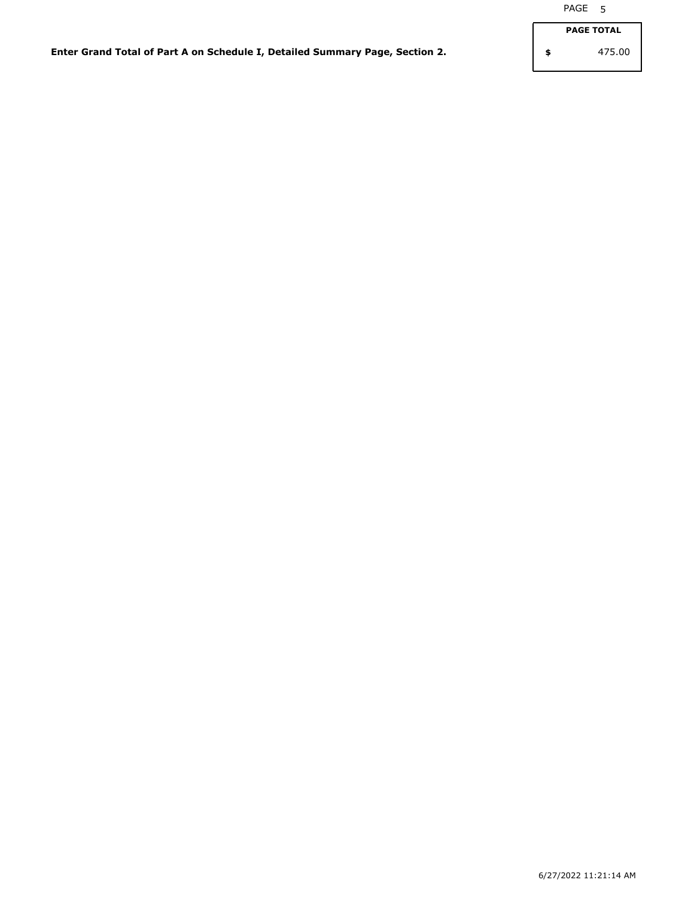**Enter Grand Total of Part A on Schedule I, Detailed Summary Page, Section 2.**

| PAGE TOTAL |
| --- |
| $ 475.00 |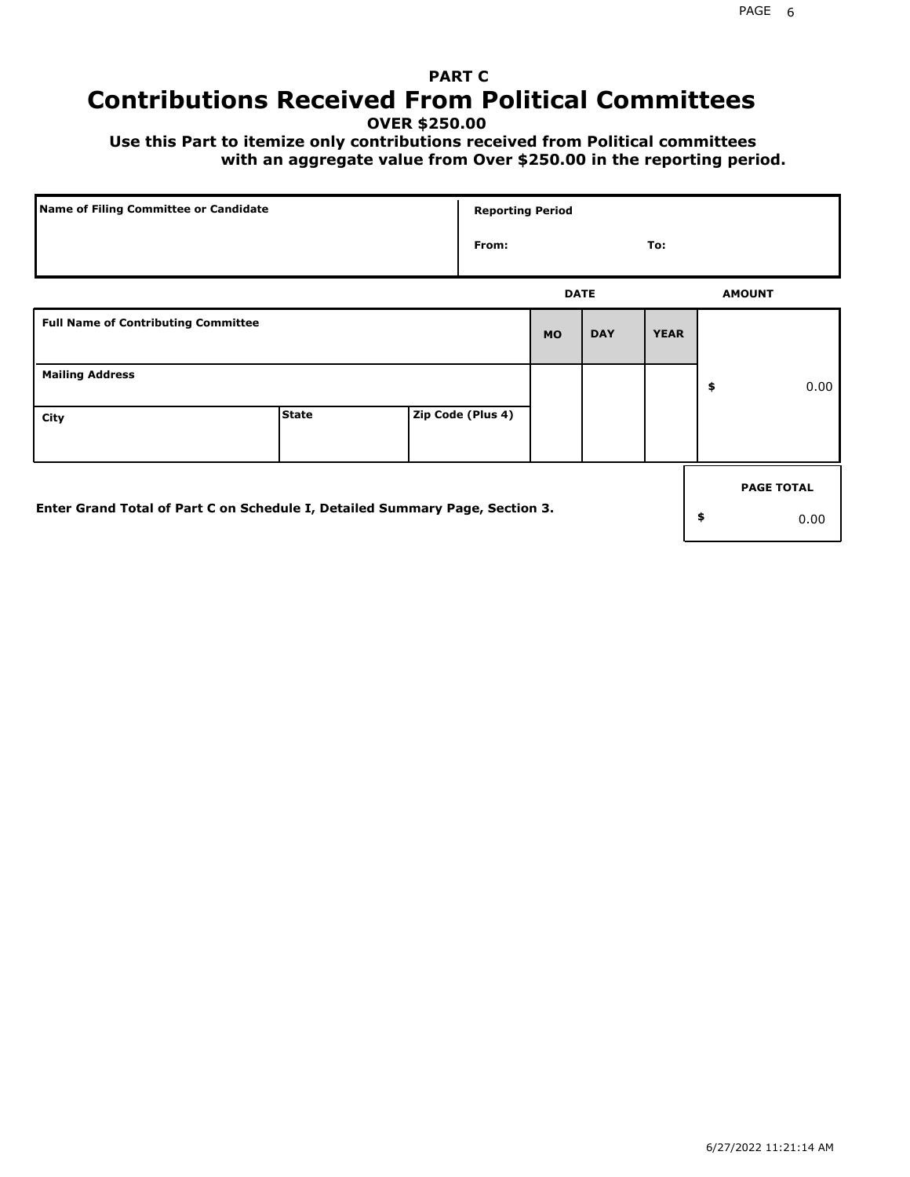## PART C
# Contributions Received From Political Committees
**OVER $250.00**

**Use this Part to itemize only contributions received from Political committees with an aggregate value from Over $250.00 in the reporting period.**

| Name of Filing Committee or Candidate | Reporting Period |
|---|---|
| | From: To: |

| Full Name of Contributing Committee | | | DATE MO | DAY | YEAR | AMOUNT |
|---|---|---|---|---|---|---|
| Mailing Address | | | | | | $ 0.00 |
| City | State | Zip Code (Plus 4) | | | | |

Enter Grand Total of Part C on Schedule I, Detailed Summary Page, Section 3.

| PAGE TOTAL |
|---|
| $ 0.00 |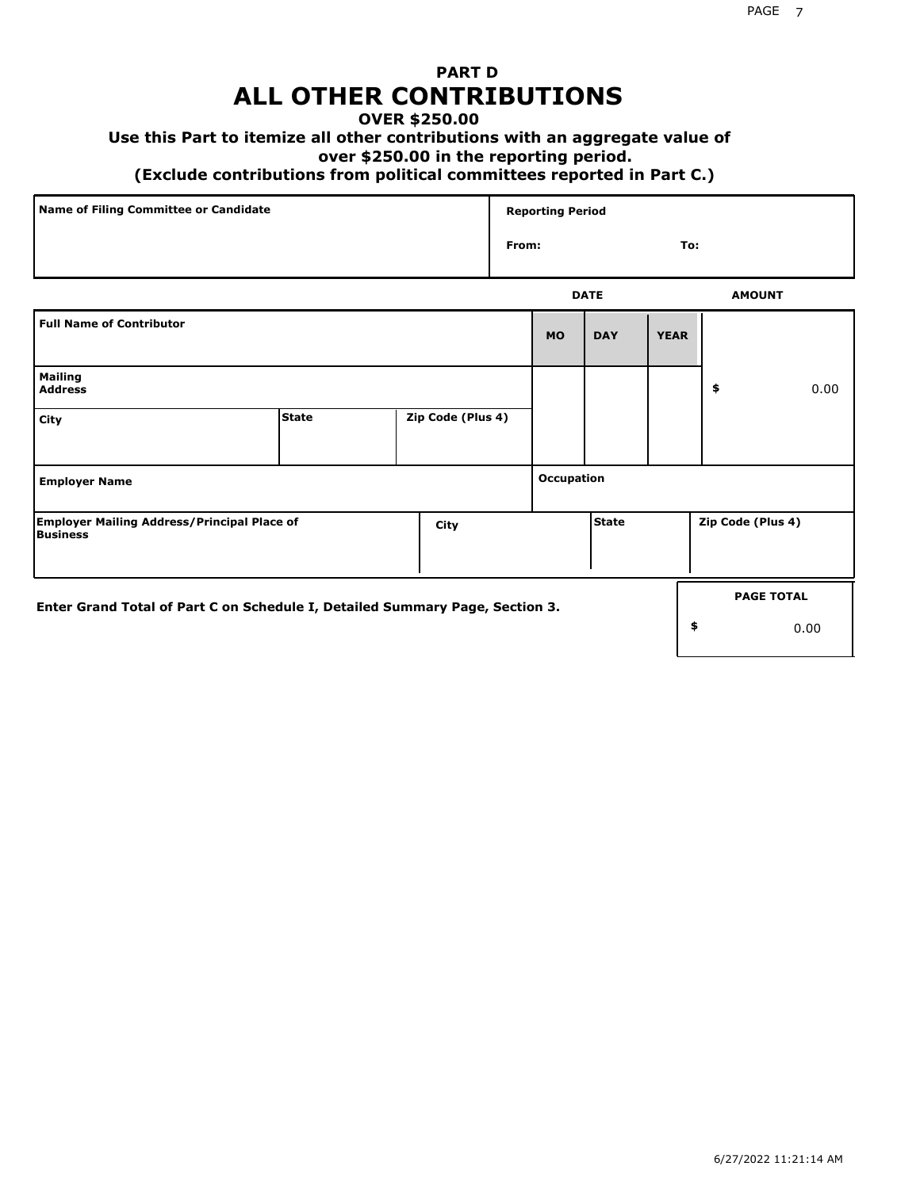# PART D
# ALL OTHER CONTRIBUTIONS

**OVER $250.00**

**Use this Part to itemize all other contributions with an aggregate value of over $250.00 in the reporting period.**

**(Exclude contributions from political committees reported in Part C.)**

| Name of Filing Committee or Candidate | Reporting Period |
|---|---|
| | From: To: |

| Full Name of Contributor | | | DATE MO | DAY | YEAR | AMOUNT |
|---|---|---|---|---|---|---|
| Mailing Address | | | | | | $ 0.00 |
| City | State | Zip Code (Plus 4) | | | | |
| Employer Name | | | Occupation | | | |

| Employer Mailing Address/Principal Place of Business | City | State | Zip Code (Plus 4) |
|---|---|---|---|
| | | | |

Enter Grand Total of Part C on Schedule I, Detailed Summary Page, Section 3.

| PAGE TOTAL |
|---|
| $ 0.00 |

6/27/2022 11:21:14 AM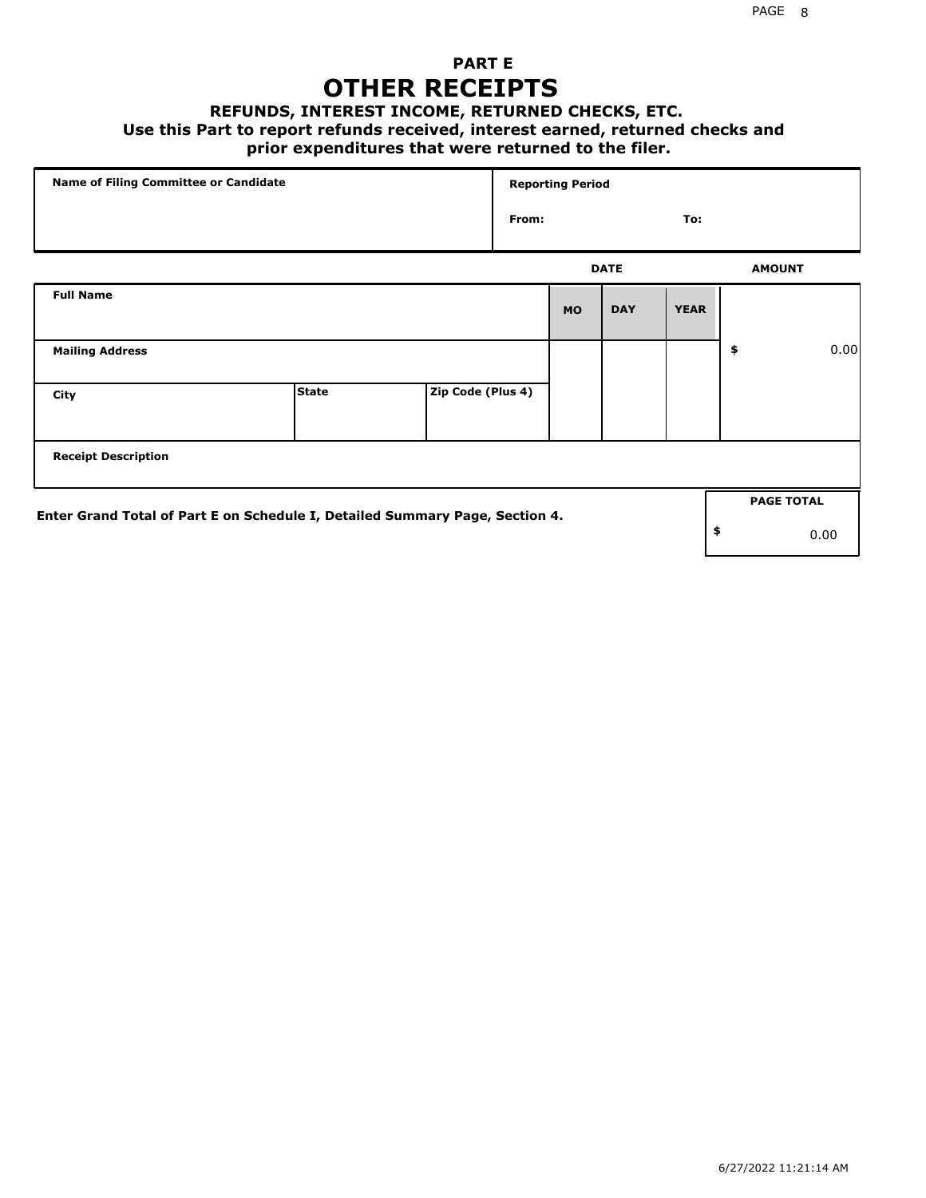# PART E
# OTHER RECEIPTS

### REFUNDS, INTEREST INCOME, RETURNED CHECKS, ETC.

**Use this Part to report refunds received, interest earned, returned checks and prior expenditures that were returned to the filer.**

| Name of Filing Committee or Candidate | Reporting Period | |
|---|---|---|
| | From: | To: |

| Full Name | | | DATE MO | DAY | YEAR | AMOUNT |
|---|---|---|---|---|---|---|
| Mailing Address | | | | | | $ 0.00 |
| City | State | Zip Code (Plus 4) | | | | |
| Receipt Description | | | | | | |

**Enter Grand Total of Part E on Schedule I, Detailed Summary Page, Section 4.**

| PAGE TOTAL |
|---|
| $ 0.00 |

6/27/2022 11:21:14 AM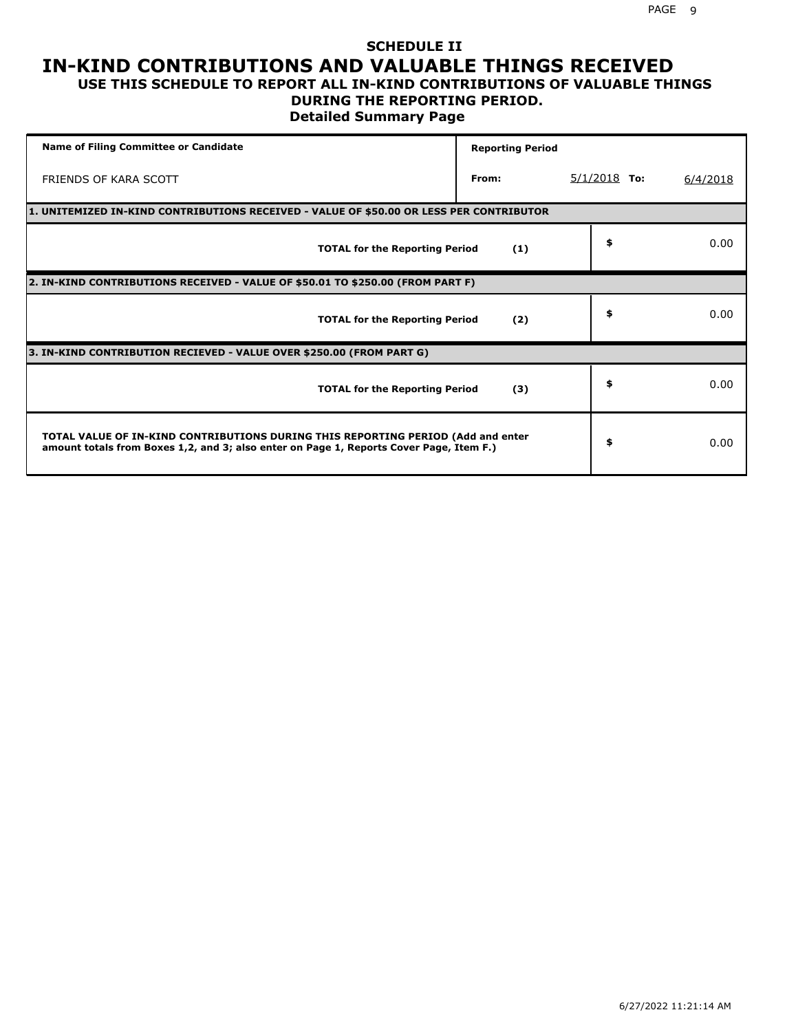# SCHEDULE II

# IN-KIND CONTRIBUTIONS AND VALUABLE THINGS RECEIVED

### USE THIS SCHEDULE TO REPORT ALL IN-KIND CONTRIBUTIONS OF VALUABLE THINGS DURING THE REPORTING PERIOD.

### Detailed Summary Page

| Name of Filing Committee or Candidate | Reporting Period | | |
|---|---|---|---|
| FRIENDS OF KARA SCOTT | From: | 5/1/2018 To: | 6/4/2018 |

| **1. UNITEMIZED IN-KIND CONTRIBUTIONS RECEIVED - VALUE OF $50.00 OR LESS PER CONTRIBUTOR** | | |
|---|---|---|
| **TOTAL for the Reporting Period** | **(1)** | $ 0.00 |
| **2. IN-KIND CONTRIBUTIONS RECEIVED - VALUE OF $50.01 TO $250.00 (FROM PART F)** | | |
| **TOTAL for the Reporting Period** | **(2)** | $ 0.00 |
| **3. IN-KIND CONTRIBUTION RECIEVED - VALUE OVER $250.00 (FROM PART G)** | | |
| **TOTAL for the Reporting Period** | **(3)** | $ 0.00 |
| **TOTAL VALUE OF IN-KIND CONTRIBUTIONS DURING THIS REPORTING PERIOD (Add and enter amount totals from Boxes 1,2, and 3; also enter on Page 1, Reports Cover Page, Item F.)** | | $ 0.00 |

6/27/2022 11:21:14 AM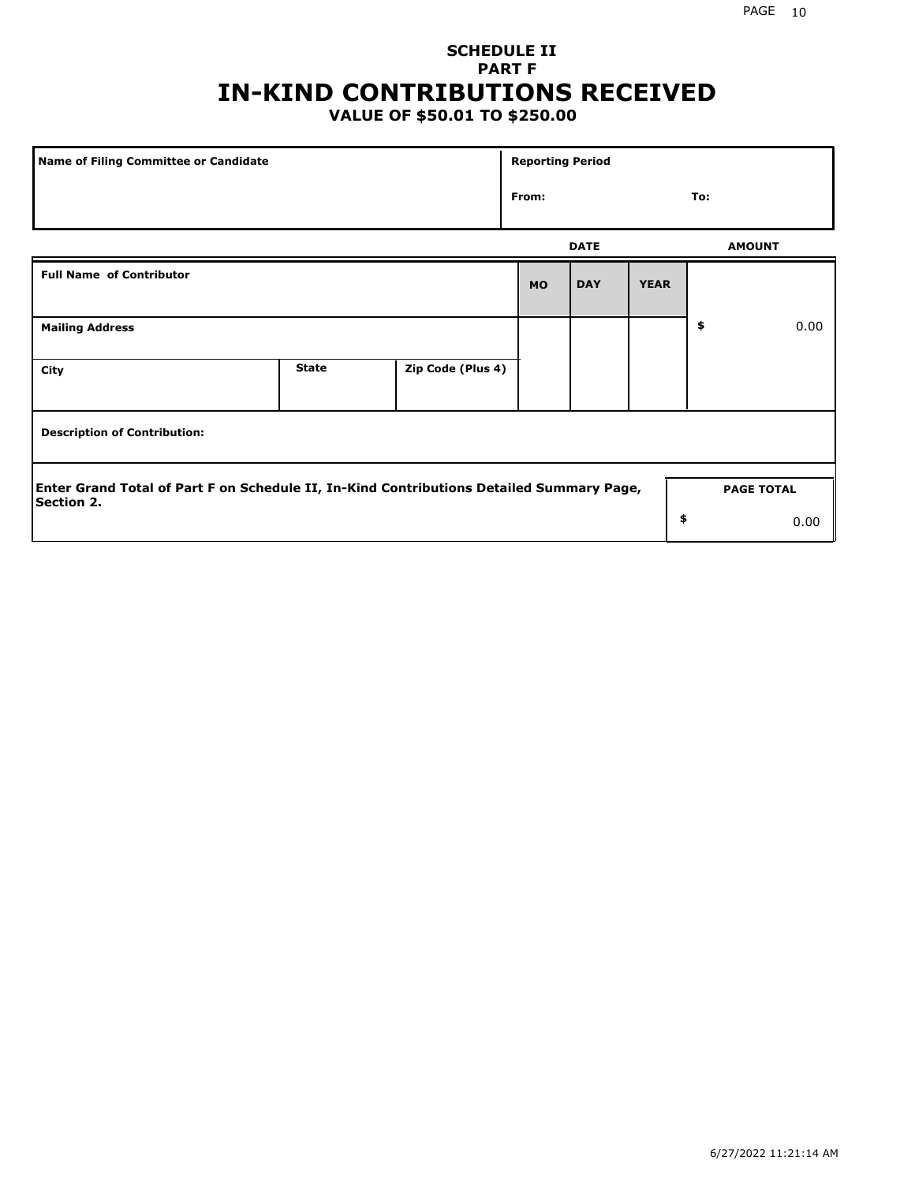## SCHEDULE II
## PART F
# IN-KIND CONTRIBUTIONS RECEIVED
### VALUE OF $50.01 TO $250.00

| Name of Filing Committee or Candidate | Reporting Period |
|---|---|
| | From: To: |

| Full Name of Contributor | | | DATE | | | AMOUNT |
|---|---|---|---|---|---|---|
| | | | MO | DAY | YEAR | |
| Mailing Address | | | | | | $ 0.00 |
| City | State | Zip Code (Plus 4) | | | | |
| Description of Contribution: | | | | | | |

| Enter Grand Total of Part F on Schedule II, In-Kind Contributions Detailed Summary Page, Section 2. | PAGE TOTAL |
|---|---|
| | $ 0.00 |

6/27/2022 11:21:14 AM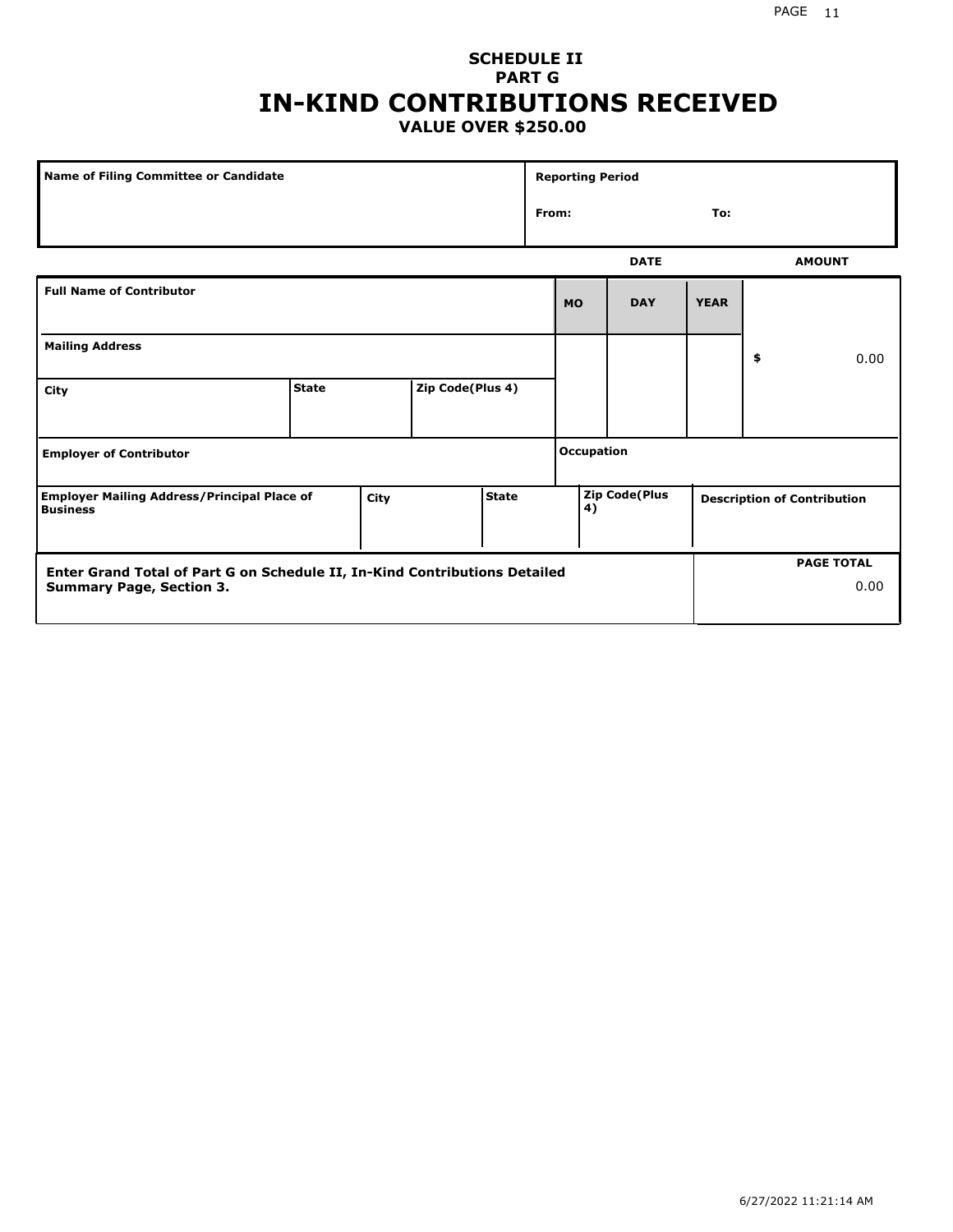**SCHEDULE II**
**PART G**

# IN-KIND CONTRIBUTIONS RECEIVED

**VALUE OVER $250.00**

| Name of Filing Committee or Candidate | Reporting Period |
|---|---|
| | From: To: |

| Full Name of Contributor | | | DATE MO | DAY | YEAR | AMOUNT |
|---|---|---|---|---|---|---|
| Mailing Address | | | | | | $ 0.00 |
| City | State | Zip Code(Plus 4) | | | | |
| Employer of Contributor | | | Occupation | | | |

| Employer Mailing Address/Principal Place of Business | City | State | Zip Code(Plus 4) | Description of Contribution |
|---|---|---|---|---|
| | | | | |

| Enter Grand Total of Part G on Schedule II, In-Kind Contributions Detailed Summary Page, Section 3. | PAGE TOTAL |
|---|---|
| | 0.00 |

6/27/2022 11:21:14 AM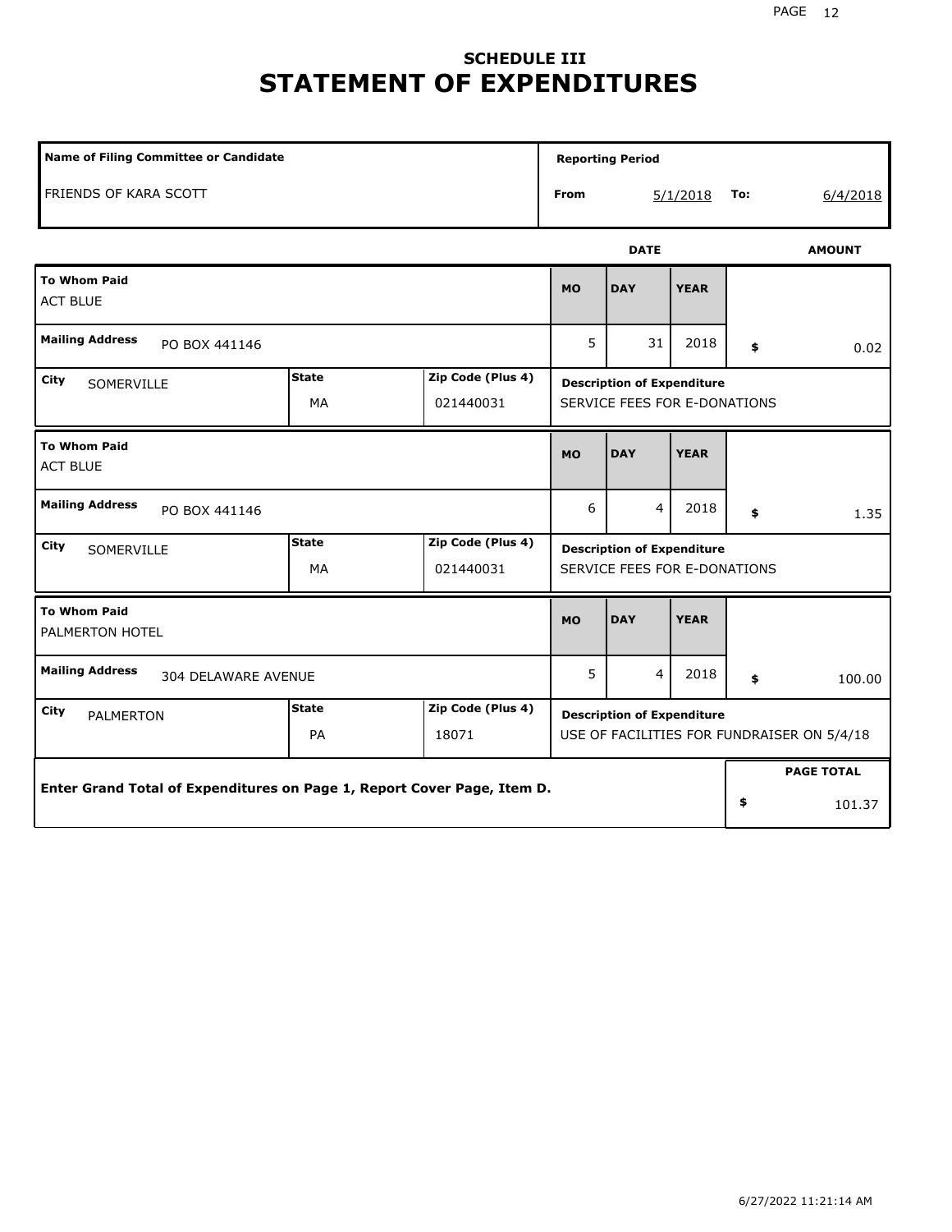## SCHEDULE III
# STATEMENT OF EXPENDITURES

| Name of Filing Committee or Candidate | Reporting Period | |
|---|---|---|
| FRIENDS OF KARA SCOTT | From 5/1/2018 | To: 6/4/2018 |

| To Whom Paid | Mailing Address | City | State | Zip Code (Plus 4) | MO | DAY | YEAR | Description of Expenditure | AMOUNT |
|---|---|---|---|---|---|---|---|---|---|
| ACT BLUE | PO BOX 441146 | SOMERVILLE | MA | 021440031 | 5 | 31 | 2018 | SERVICE FEES FOR E-DONATIONS | $ 0.02 |
| ACT BLUE | PO BOX 441146 | SOMERVILLE | MA | 021440031 | 6 | 4 | 2018 | SERVICE FEES FOR E-DONATIONS | $ 1.35 |
| PALMERTON HOTEL | 304 DELAWARE AVENUE | PALMERTON | PA | 18071 | 5 | 4 | 2018 | USE OF FACILITIES FOR FUNDRAISER ON 5/4/18 | $ 100.00 |

Enter Grand Total of Expenditures on Page 1, Report Cover Page, Item D.

**PAGE TOTAL** $ 101.37

6/27/2022 11:21:14 AM